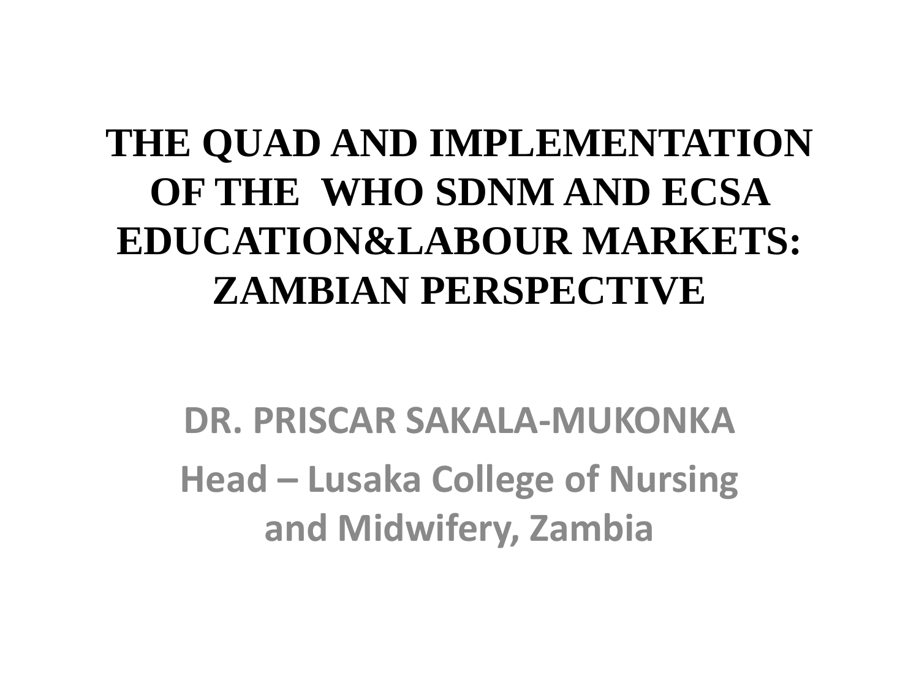# THE QUAD AND IMPLEMENTATION OF THE WHO SDNM AND ECSA EDUCATION&LABOUR MARKETS: ZAMBIAN PERSPECTIVE

**DR. PRISCAR SAKALA-MUKONKA**

**Head – Lusaka College of Nursing and Midwifery, Zambia**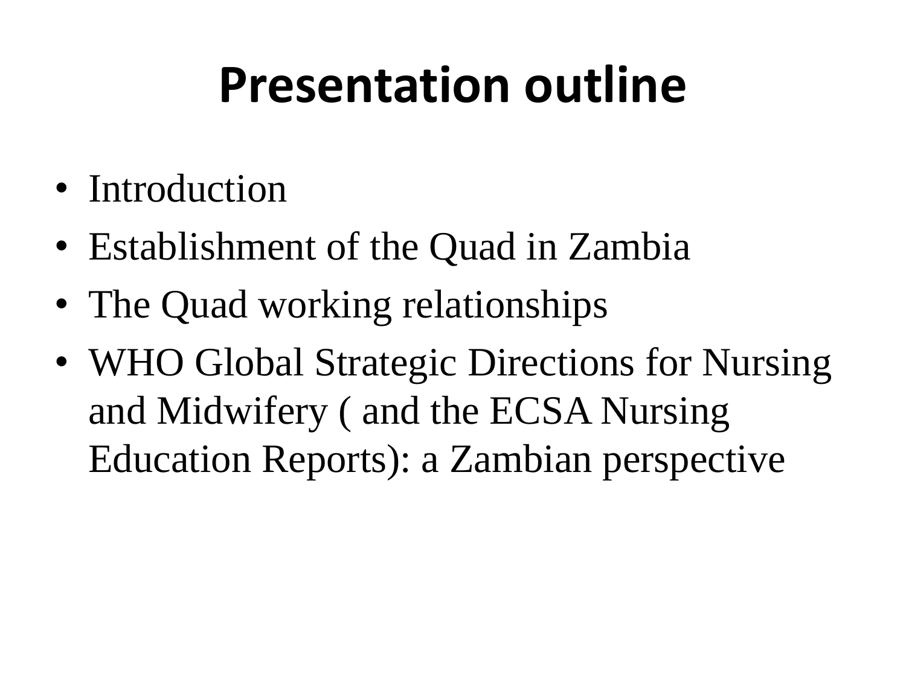# Presentation outline

- Introduction
- Establishment of the Quad in Zambia
- The Quad working relationships
- WHO Global Strategic Directions for Nursing and Midwifery ( and the ECSA Nursing Education Reports): a Zambian perspective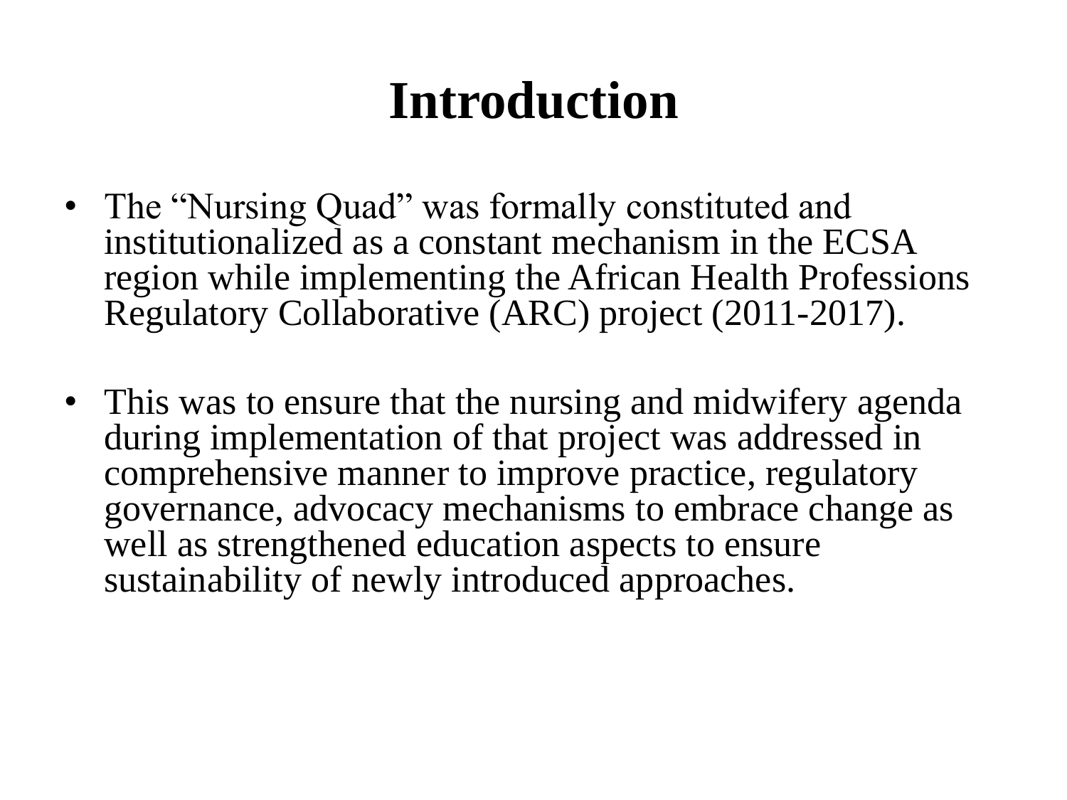# Introduction

- The “Nursing Quad” was formally constituted and institutionalized as a constant mechanism in the ECSA region while implementing the African Health Professions Regulatory Collaborative (ARC) project (2011-2017).
- This was to ensure that the nursing and midwifery agenda during implementation of that project was addressed in comprehensive manner to improve practice, regulatory governance, advocacy mechanisms to embrace change as well as strengthened education aspects to ensure sustainability of newly introduced approaches.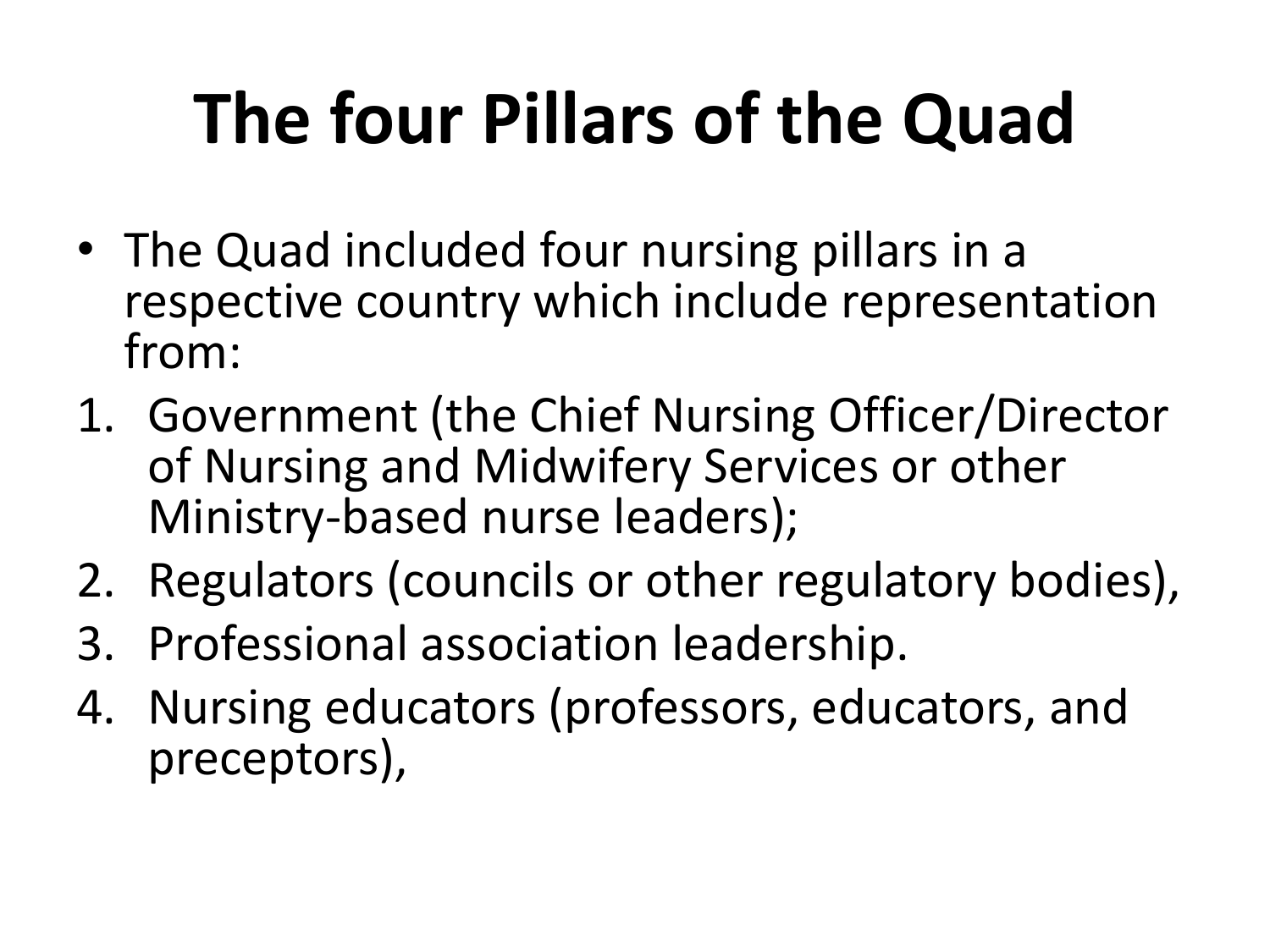# The four Pillars of the Quad

- The Quad included four nursing pillars in a respective country which include representation from:

1. Government (the Chief Nursing Officer/Director of Nursing and Midwifery Services or other Ministry-based nurse leaders);
2. Regulators (councils or other regulatory bodies),
3. Professional association leadership.
4. Nursing educators (professors, educators, and preceptors),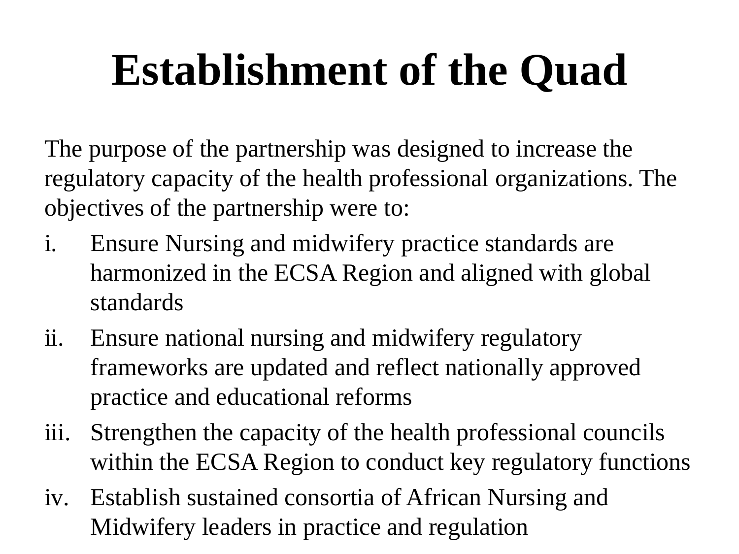# Establishment of the Quad

The purpose of the partnership was designed to increase the regulatory capacity of the health professional organizations. The objectives of the partnership were to:

i. Ensure Nursing and midwifery practice standards are harmonized in the ECSA Region and aligned with global standards
ii. Ensure national nursing and midwifery regulatory frameworks are updated and reflect nationally approved practice and educational reforms
iii. Strengthen the capacity of the health professional councils within the ECSA Region to conduct key regulatory functions
iv. Establish sustained consortia of African Nursing and Midwifery leaders in practice and regulation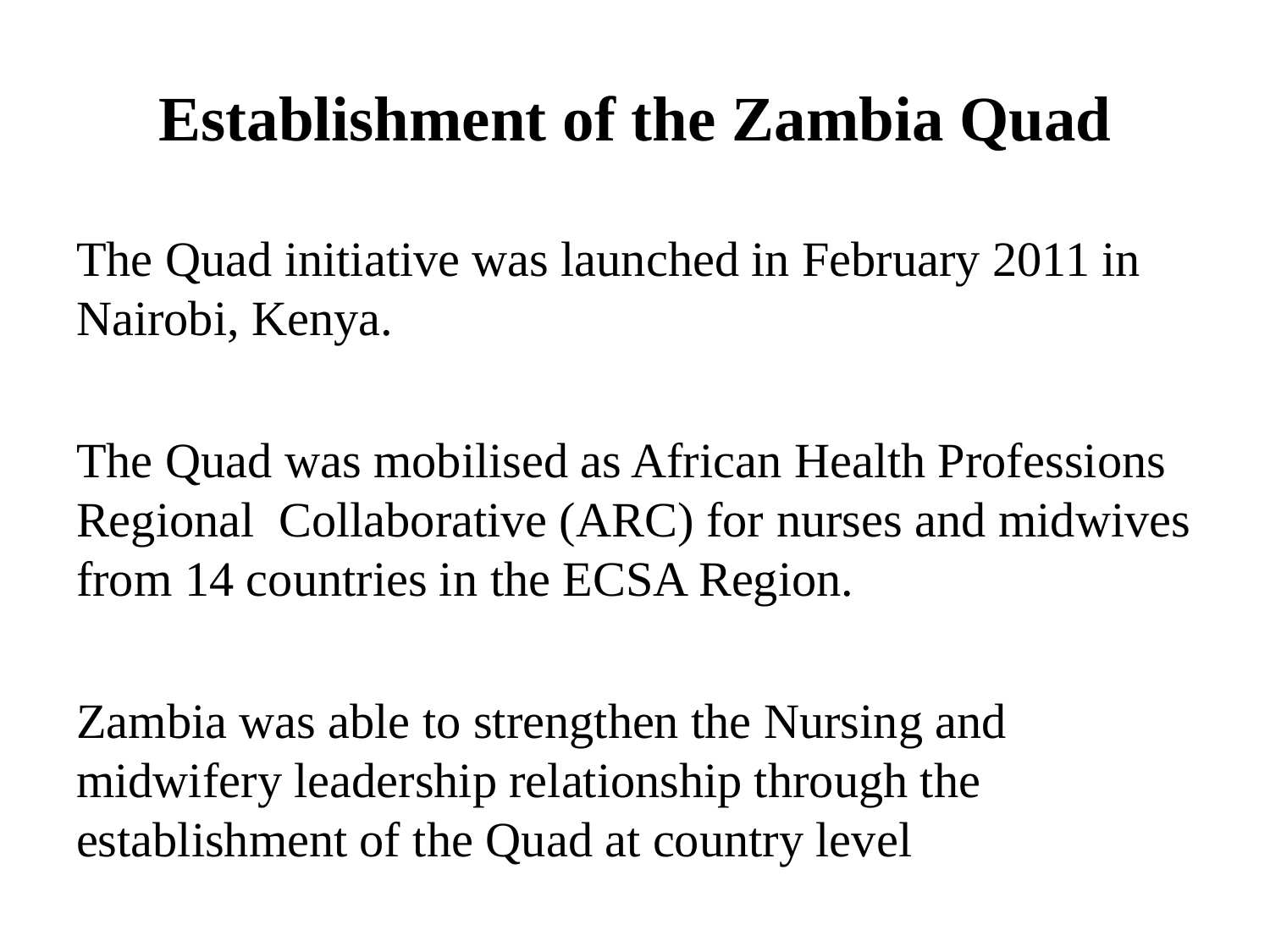# Establishment of the Zambia Quad

The Quad initiative was launched in February 2011 in Nairobi, Kenya.

The Quad was mobilised as African Health Professions Regional Collaborative (ARC) for nurses and midwives from 14 countries in the ECSA Region.

Zambia was able to strengthen the Nursing and midwifery leadership relationship through the establishment of the Quad at country level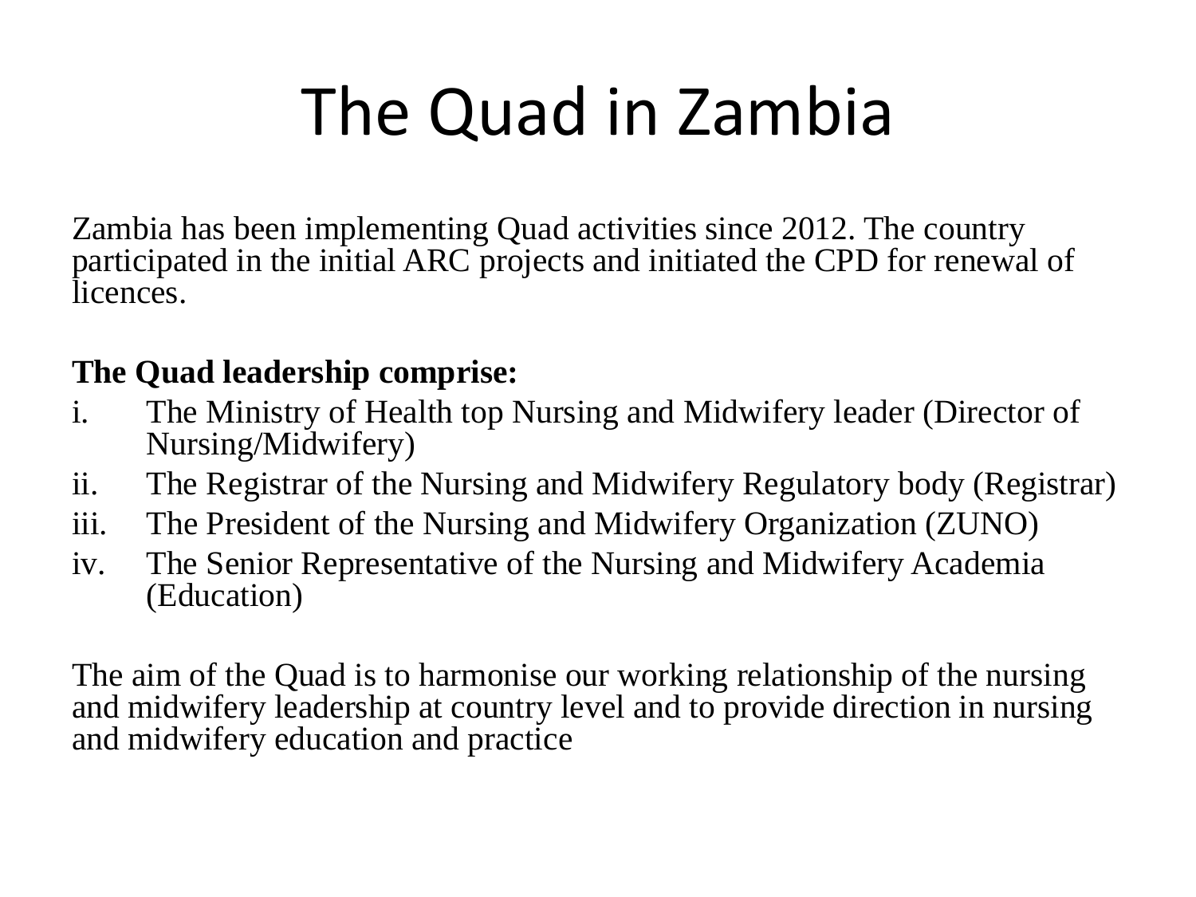# The Quad in Zambia

Zambia has been implementing Quad activities since 2012. The country participated in the initial ARC projects and initiated the CPD for renewal of licences.

**The Quad leadership comprise:**

i. The Ministry of Health top Nursing and Midwifery leader (Director of Nursing/Midwifery)
ii. The Registrar of the Nursing and Midwifery Regulatory body (Registrar)
iii. The President of the Nursing and Midwifery Organization (ZUNO)
iv. The Senior Representative of the Nursing and Midwifery Academia (Education)

The aim of the Quad is to harmonise our working relationship of the nursing and midwifery leadership at country level and to provide direction in nursing and midwifery education and practice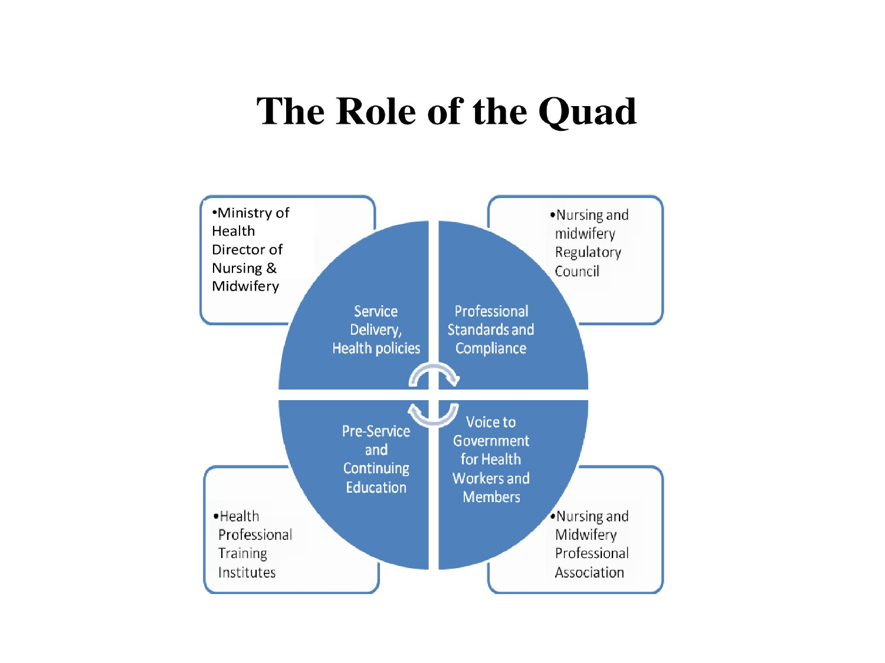# The Role of the Quad

- Ministry of Health Director of Nursing & Midwifery

Service Delivery, Health policies

- Nursing and midwifery Regulatory Council

Professional Standards and Compliance

- Health Professional Training Institutes

Pre-Service and Continuing Education

- Nursing and Midwifery Professional Association

Voice to Government for Health Workers and Members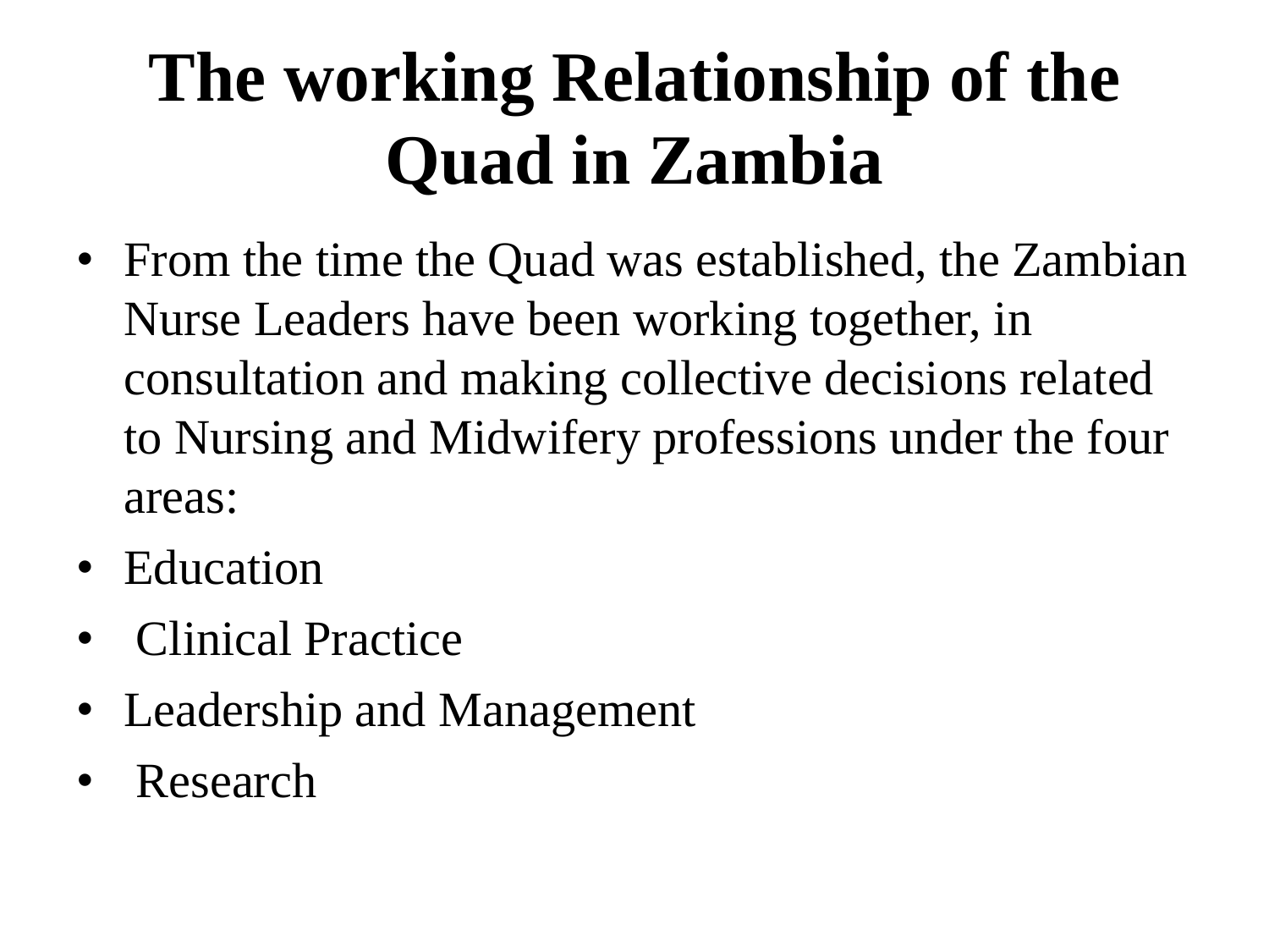# The working Relationship of the Quad in Zambia

- From the time the Quad was established, the Zambian Nurse Leaders have been working together, in consultation and making collective decisions related to Nursing and Midwifery professions under the four areas:
- Education
- Clinical Practice
- Leadership and Management
- Research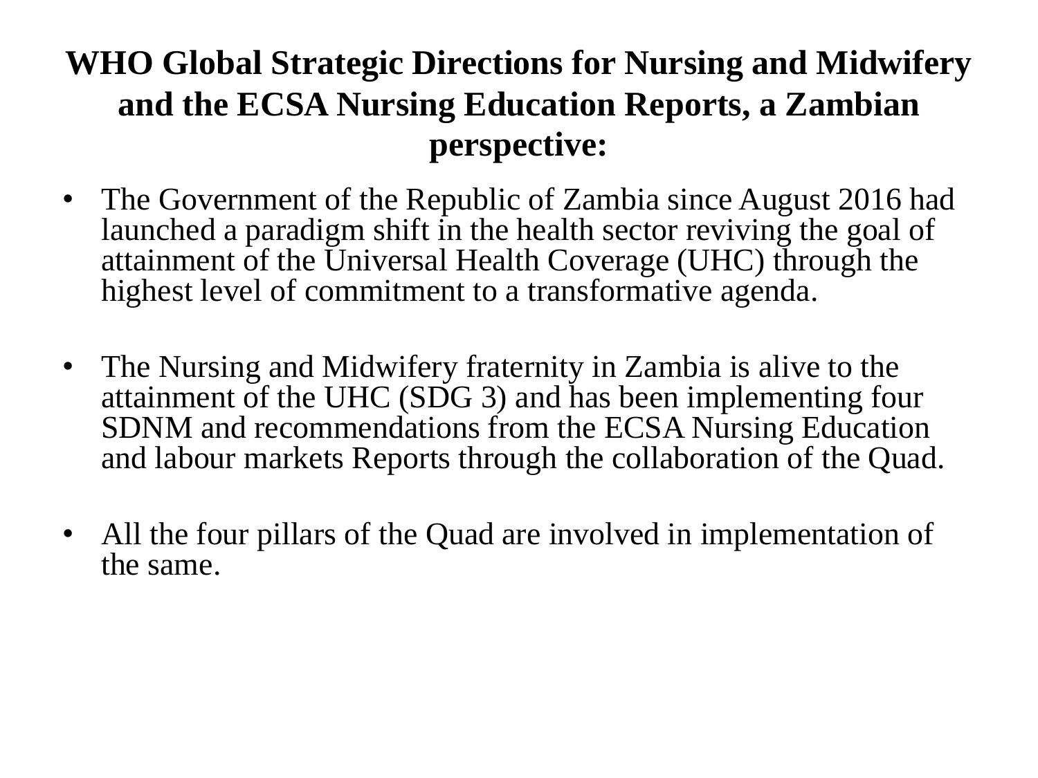# WHO Global Strategic Directions for Nursing and Midwifery and the ECSA Nursing Education Reports, a Zambian perspective:

- The Government of the Republic of Zambia since August 2016 had launched a paradigm shift in the health sector reviving the goal of attainment of the Universal Health Coverage (UHC) through the highest level of commitment to a transformative agenda.

- The Nursing and Midwifery fraternity in Zambia is alive to the attainment of the UHC (SDG 3) and has been implementing four SDNM and recommendations from the ECSA Nursing Education and labour markets Reports through the collaboration of the Quad.

- All the four pillars of the Quad are involved in implementation of the same.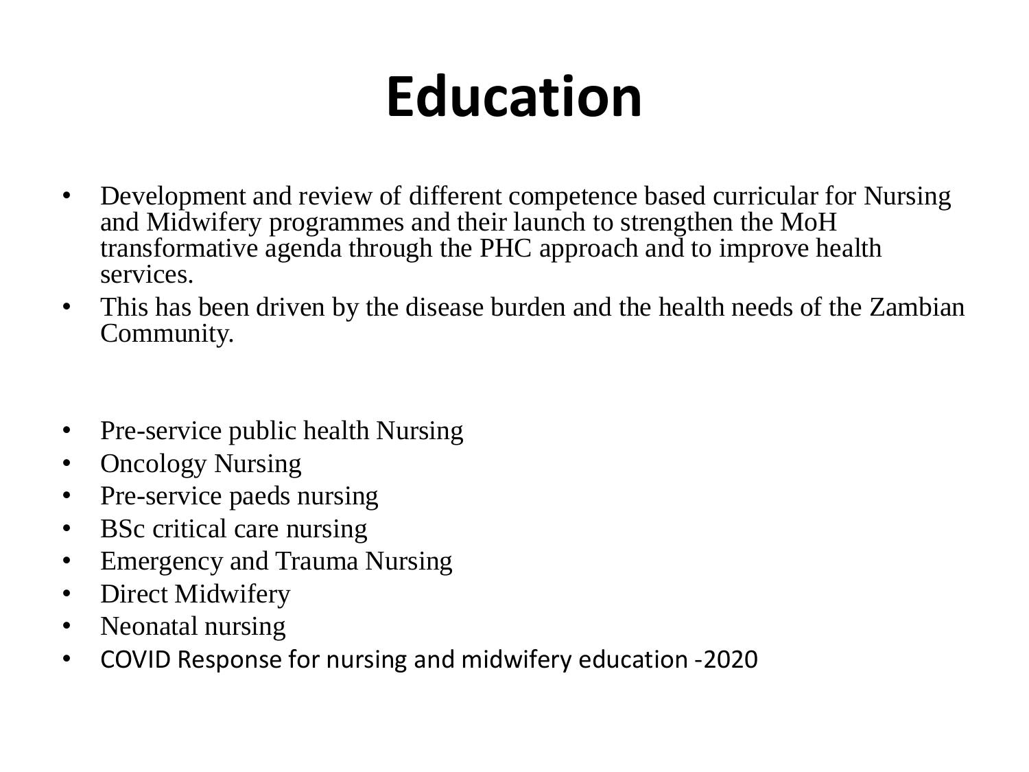# Education

- Development and review of different competence based curricular for Nursing and Midwifery programmes and their launch to strengthen the MoH transformative agenda through the PHC approach and to improve health services.
- This has been driven by the disease burden and the health needs of the Zambian Community.

- Pre-service public health Nursing
- Oncology Nursing
- Pre-service paeds nursing
- BSc critical care nursing
- Emergency and Trauma Nursing
- Direct Midwifery
- Neonatal nursing
- COVID Response for nursing and midwifery education -2020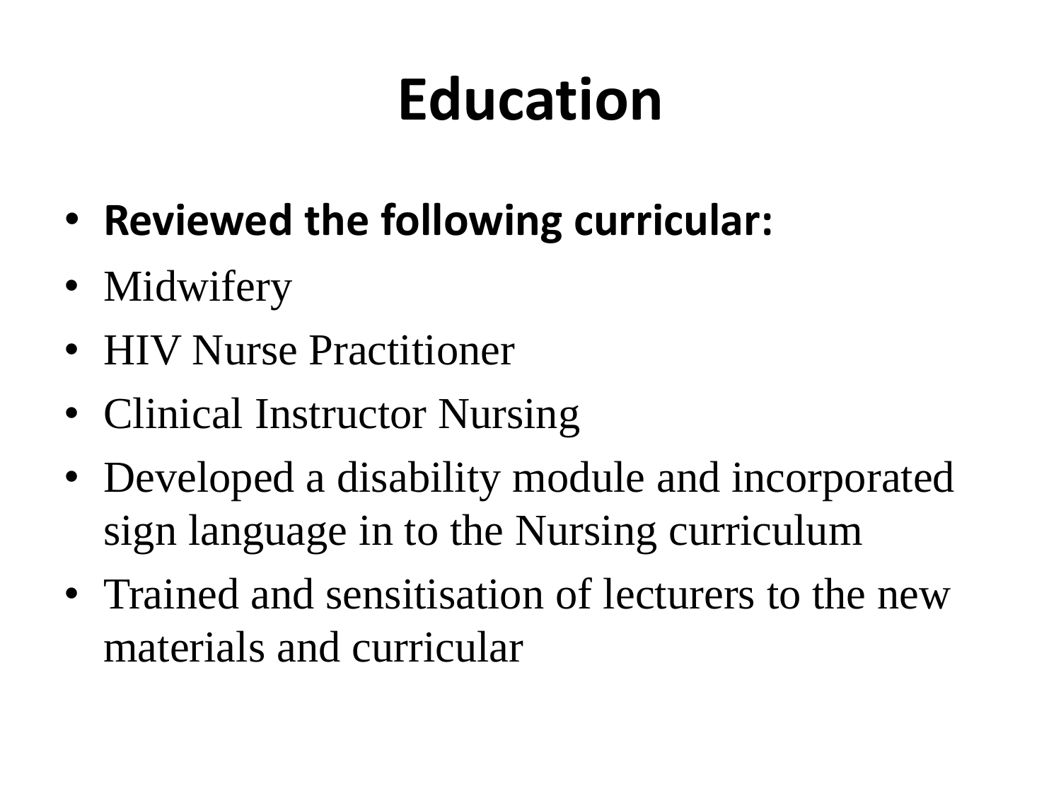# Education

- **Reviewed the following curricular:**
- Midwifery
- HIV Nurse Practitioner
- Clinical Instructor Nursing
- Developed a disability module and incorporated sign language in to the Nursing curriculum
- Trained and sensitisation of lecturers to the new materials and curricular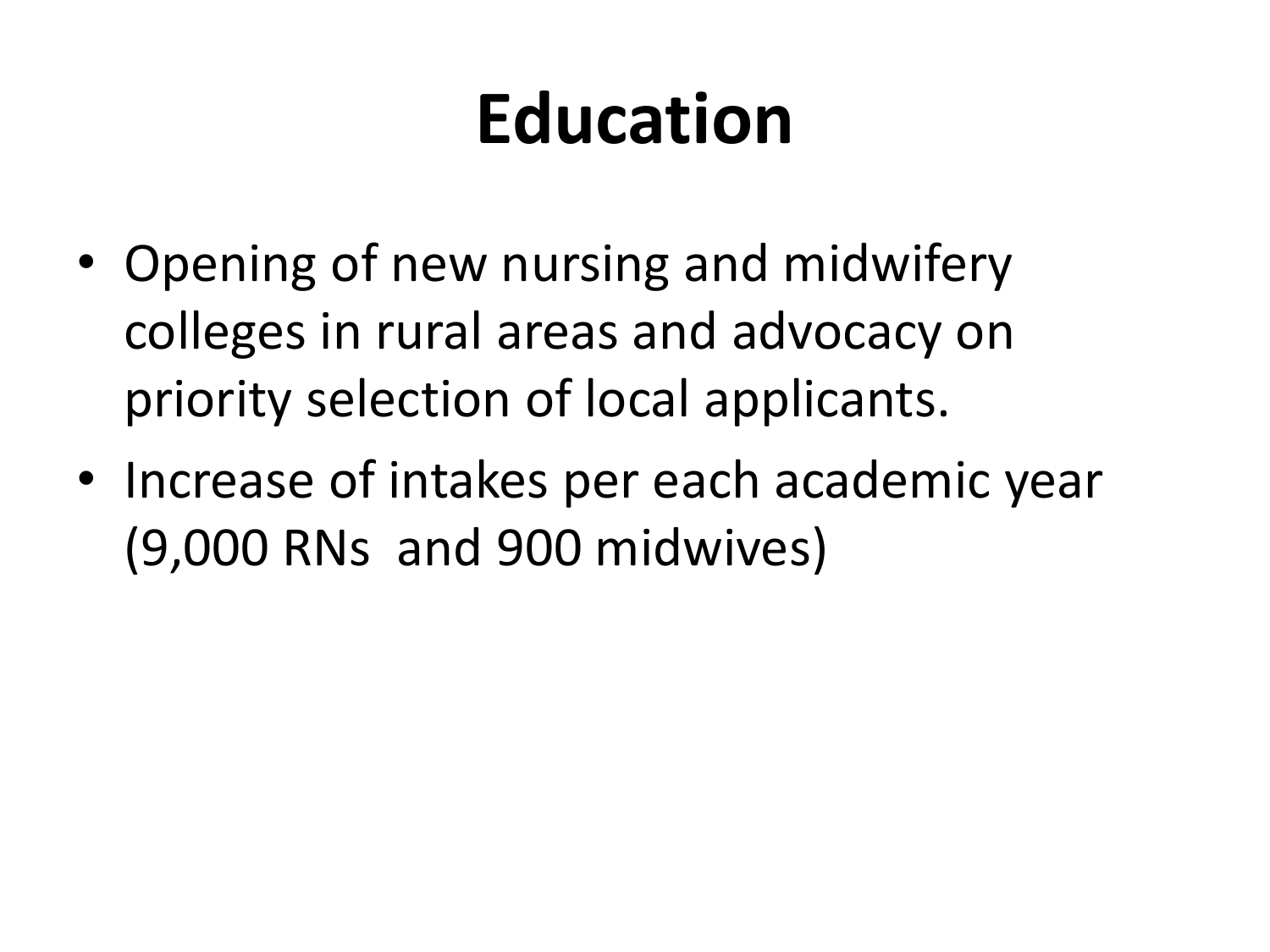# Education

- Opening of new nursing and midwifery colleges in rural areas and advocacy on priority selection of local applicants.
- Increase of intakes per each academic year (9,000 RNs and 900 midwives)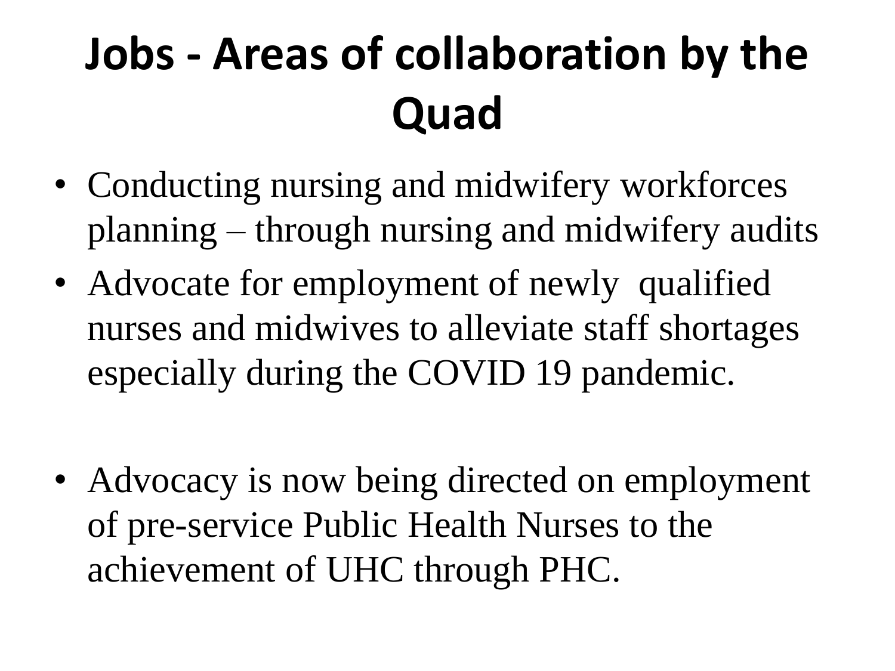# Jobs - Areas of collaboration by the Quad

- Conducting nursing and midwifery workforces planning – through nursing and midwifery audits
- Advocate for employment of newly qualified nurses and midwives to alleviate staff shortages especially during the COVID 19 pandemic.
- Advocacy is now being directed on employment of pre-service Public Health Nurses to the achievement of UHC through PHC.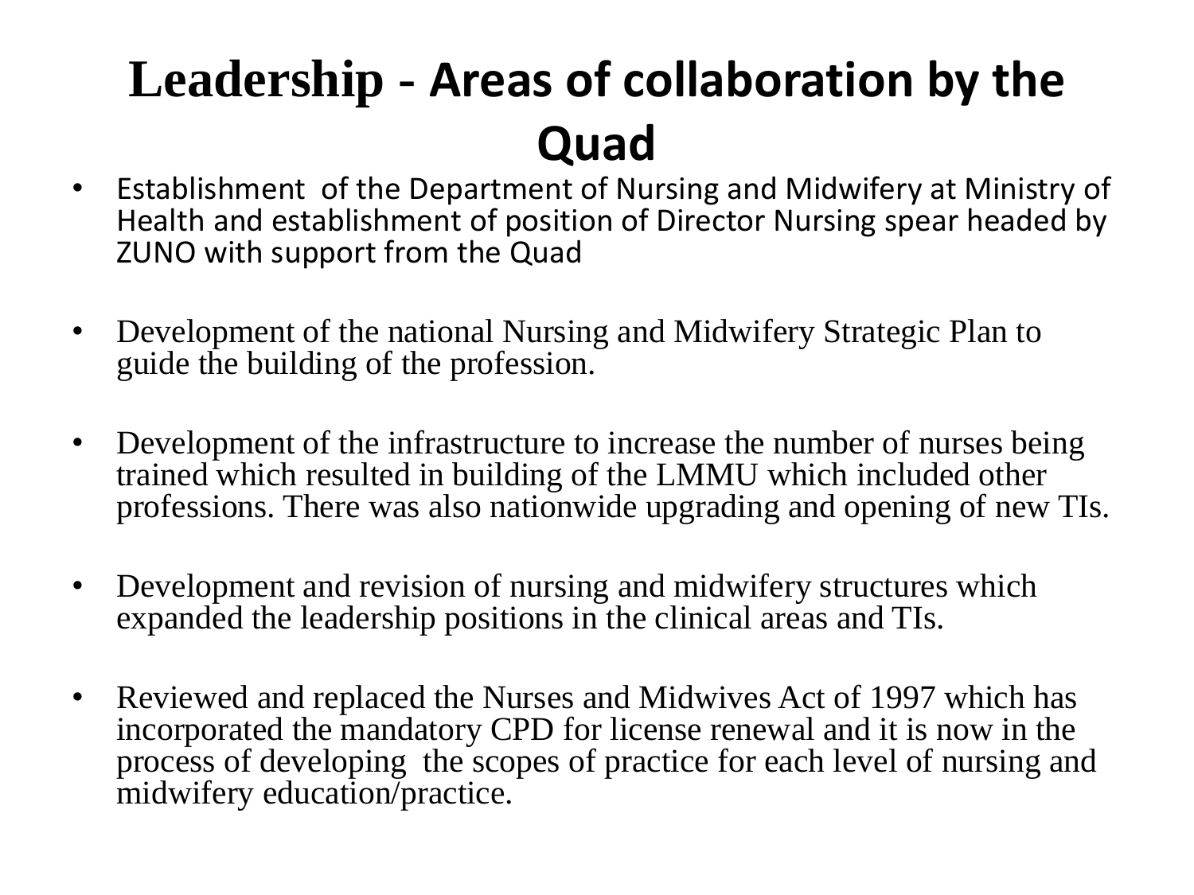# Leadership - Areas of collaboration by the Quad

- Establishment of the Department of Nursing and Midwifery at Ministry of Health and establishment of position of Director Nursing spear headed by ZUNO with support from the Quad
- Development of the national Nursing and Midwifery Strategic Plan to guide the building of the profession.
- Development of the infrastructure to increase the number of nurses being trained which resulted in building of the LMMU which included other professions. There was also nationwide upgrading and opening of new TIs.
- Development and revision of nursing and midwifery structures which expanded the leadership positions in the clinical areas and TIs.
- Reviewed and replaced the Nurses and Midwives Act of 1997 which has incorporated the mandatory CPD for license renewal and it is now in the process of developing the scopes of practice for each level of nursing and midwifery education/practice.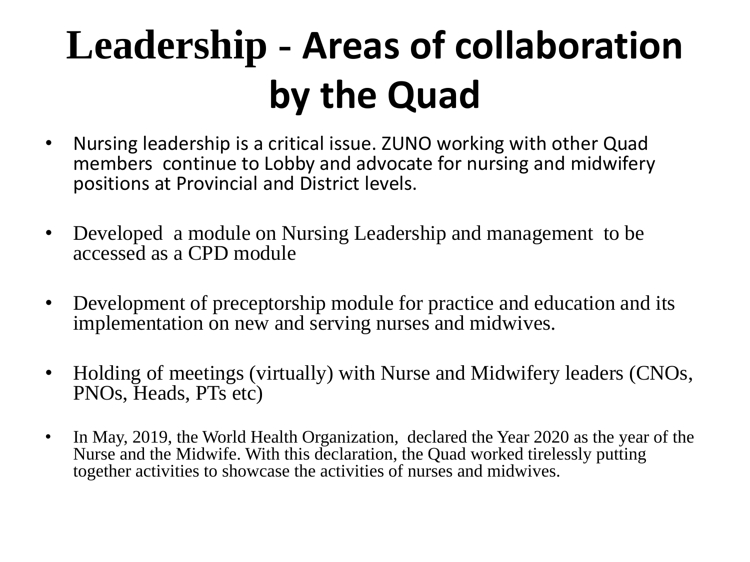# Leadership - Areas of collaboration by the Quad

- Nursing leadership is a critical issue. ZUNO working with other Quad members continue to Lobby and advocate for nursing and midwifery positions at Provincial and District levels.
- Developed a module on Nursing Leadership and management to be accessed as a CPD module
- Development of preceptorship module for practice and education and its implementation on new and serving nurses and midwives.
- Holding of meetings (virtually) with Nurse and Midwifery leaders (CNOs, PNOs, Heads, PTs etc)
- In May, 2019, the World Health Organization, declared the Year 2020 as the year of the Nurse and the Midwife. With this declaration, the Quad worked tirelessly putting together activities to showcase the activities of nurses and midwives.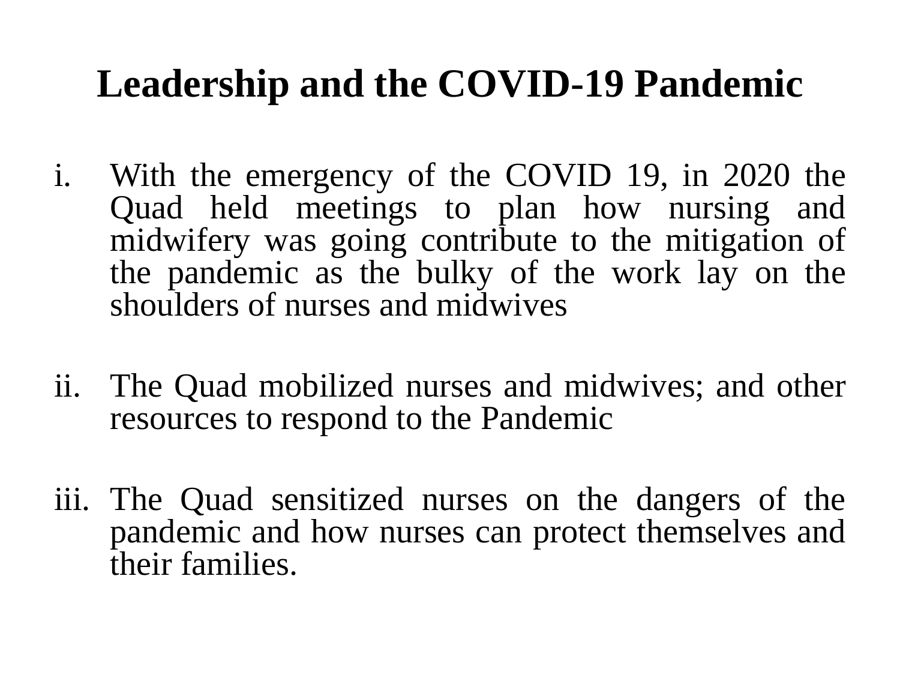# Leadership and the COVID-19 Pandemic

i. With the emergency of the COVID 19, in 2020 the Quad held meetings to plan how nursing and midwifery was going contribute to the mitigation of the pandemic as the bulky of the work lay on the shoulders of nurses and midwives

ii. The Quad mobilized nurses and midwives; and other resources to respond to the Pandemic

iii. The Quad sensitized nurses on the dangers of the pandemic and how nurses can protect themselves and their families.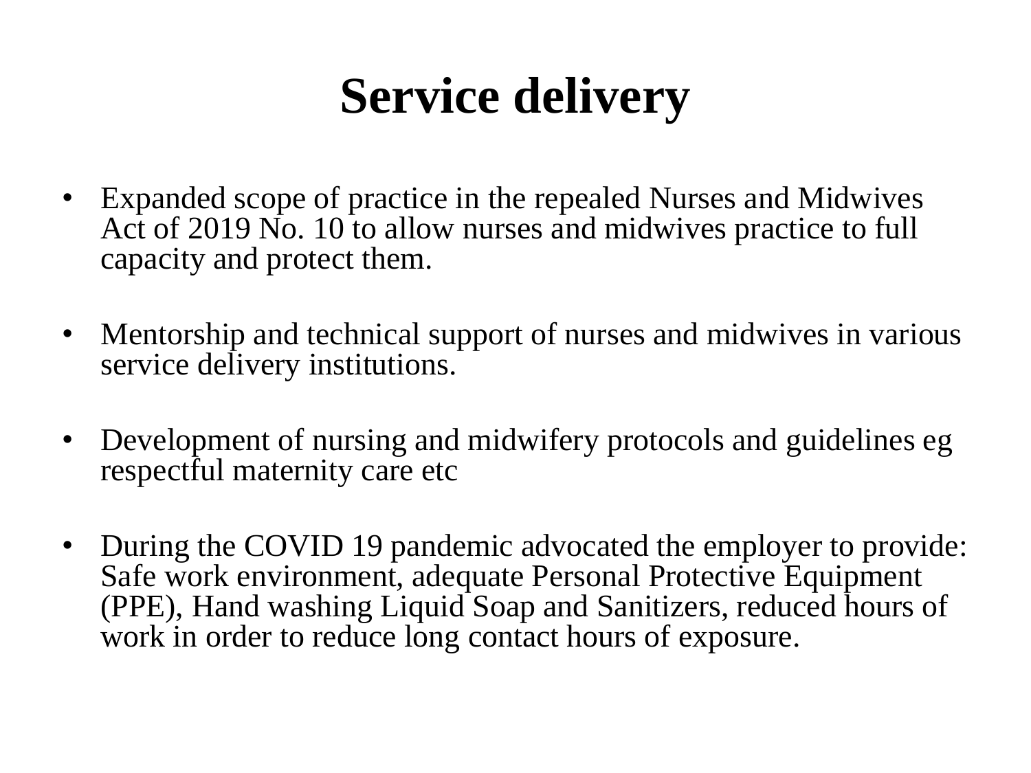# Service delivery

- Expanded scope of practice in the repealed Nurses and Midwives Act of 2019 No. 10 to allow nurses and midwives practice to full capacity and protect them.
- Mentorship and technical support of nurses and midwives in various service delivery institutions.
- Development of nursing and midwifery protocols and guidelines eg respectful maternity care etc
- During the COVID 19 pandemic advocated the employer to provide: Safe work environment, adequate Personal Protective Equipment (PPE), Hand washing Liquid Soap and Sanitizers, reduced hours of work in order to reduce long contact hours of exposure.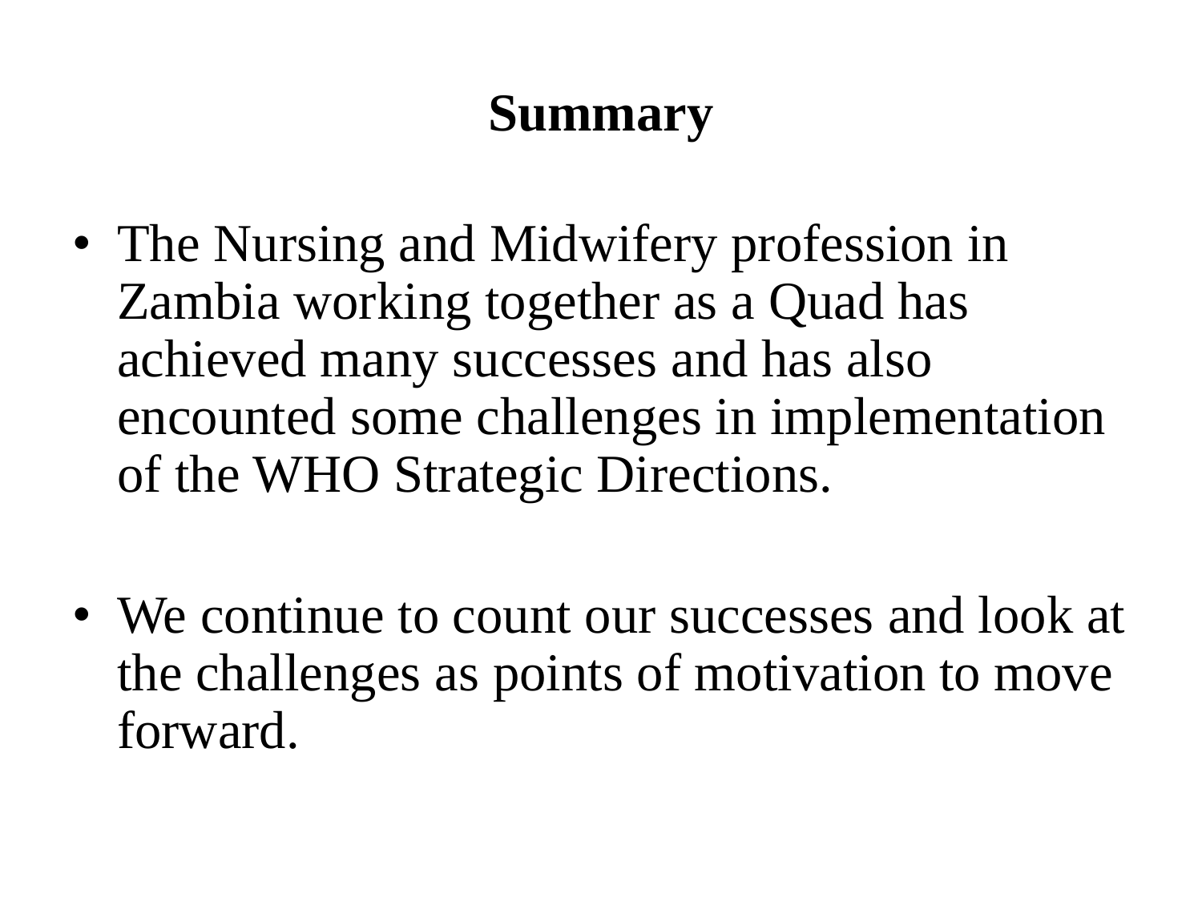# Summary

- The Nursing and Midwifery profession in Zambia working together as a Quad has achieved many successes and has also encounted some challenges in implementation of the WHO Strategic Directions.

- We continue to count our successes and look at the challenges as points of motivation to move forward.